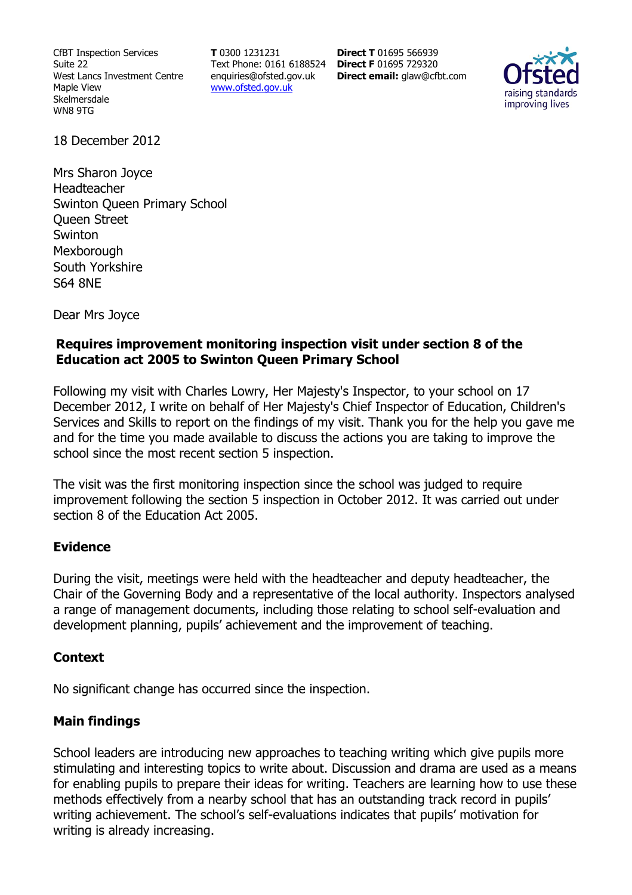CfBT Inspection Services
Suite 22
West Lancs Investment Centre
Maple View
Skelmersdale
WN8 9TG

**T** 0300 1231231
Text Phone: 0161 6188524
enquiries@ofsted.gov.uk
www.ofsted.gov.uk

**Direct T** 01695 566939
**Direct F** 01695 729320
**Direct email:** glaw@cfbt.com

18 December 2012

Mrs Sharon Joyce
Headteacher
Swinton Queen Primary School
Queen Street
Swinton
Mexborough
South Yorkshire
S64 8NE

Dear Mrs Joyce

**Requires improvement monitoring inspection visit under section 8 of the Education act 2005 to Swinton Queen Primary School**

Following my visit with Charles Lowry, Her Majesty's Inspector, to your school on 17 December 2012, I write on behalf of Her Majesty's Chief Inspector of Education, Children's Services and Skills to report on the findings of my visit. Thank you for the help you gave me and for the time you made available to discuss the actions you are taking to improve the school since the most recent section 5 inspection.

The visit was the first monitoring inspection since the school was judged to require improvement following the section 5 inspection in October 2012. It was carried out under section 8 of the Education Act 2005.

## Evidence

During the visit, meetings were held with the headteacher and deputy headteacher, the Chair of the Governing Body and a representative of the local authority. Inspectors analysed a range of management documents, including those relating to school self-evaluation and development planning, pupils' achievement and the improvement of teaching.

## Context

No significant change has occurred since the inspection.

## Main findings

School leaders are introducing new approaches to teaching writing which give pupils more stimulating and interesting topics to write about. Discussion and drama are used as a means for enabling pupils to prepare their ideas for writing. Teachers are learning how to use these methods effectively from a nearby school that has an outstanding track record in pupils' writing achievement. The school's self-evaluations indicates that pupils' motivation for writing is already increasing.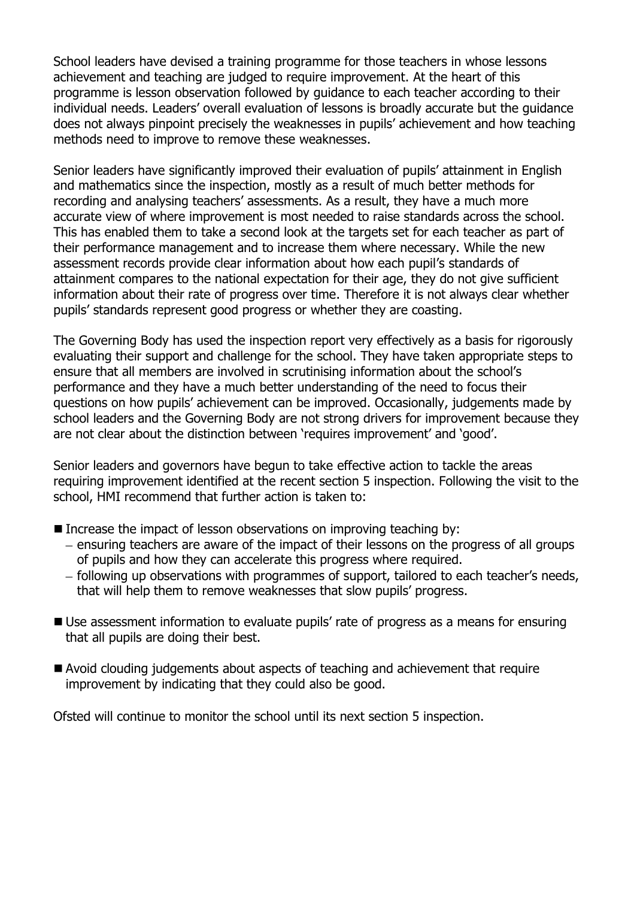School leaders have devised a training programme for those teachers in whose lessons achievement and teaching are judged to require improvement. At the heart of this programme is lesson observation followed by guidance to each teacher according to their individual needs. Leaders' overall evaluation of lessons is broadly accurate but the guidance does not always pinpoint precisely the weaknesses in pupils' achievement and how teaching methods need to improve to remove these weaknesses.

Senior leaders have significantly improved their evaluation of pupils' attainment in English and mathematics since the inspection, mostly as a result of much better methods for recording and analysing teachers' assessments. As a result, they have a much more accurate view of where improvement is most needed to raise standards across the school. This has enabled them to take a second look at the targets set for each teacher as part of their performance management and to increase them where necessary. While the new assessment records provide clear information about how each pupil's standards of attainment compares to the national expectation for their age, they do not give sufficient information about their rate of progress over time. Therefore it is not always clear whether pupils' standards represent good progress or whether they are coasting.

The Governing Body has used the inspection report very effectively as a basis for rigorously evaluating their support and challenge for the school. They have taken appropriate steps to ensure that all members are involved in scrutinising information about the school's performance and they have a much better understanding of the need to focus their questions on how pupils' achievement can be improved. Occasionally, judgements made by school leaders and the Governing Body are not strong drivers for improvement because they are not clear about the distinction between 'requires improvement' and 'good'.

Senior leaders and governors have begun to take effective action to tackle the areas requiring improvement identified at the recent section 5 inspection. Following the visit to the school, HMI recommend that further action is taken to:

- Increase the impact of lesson observations on improving teaching by:
  - ensuring teachers are aware of the impact of their lessons on the progress of all groups of pupils and how they can accelerate this progress where required.
  - following up observations with programmes of support, tailored to each teacher's needs, that will help them to remove weaknesses that slow pupils' progress.

- Use assessment information to evaluate pupils' rate of progress as a means for ensuring that all pupils are doing their best.

- Avoid clouding judgements about aspects of teaching and achievement that require improvement by indicating that they could also be good.

Ofsted will continue to monitor the school until its next section 5 inspection.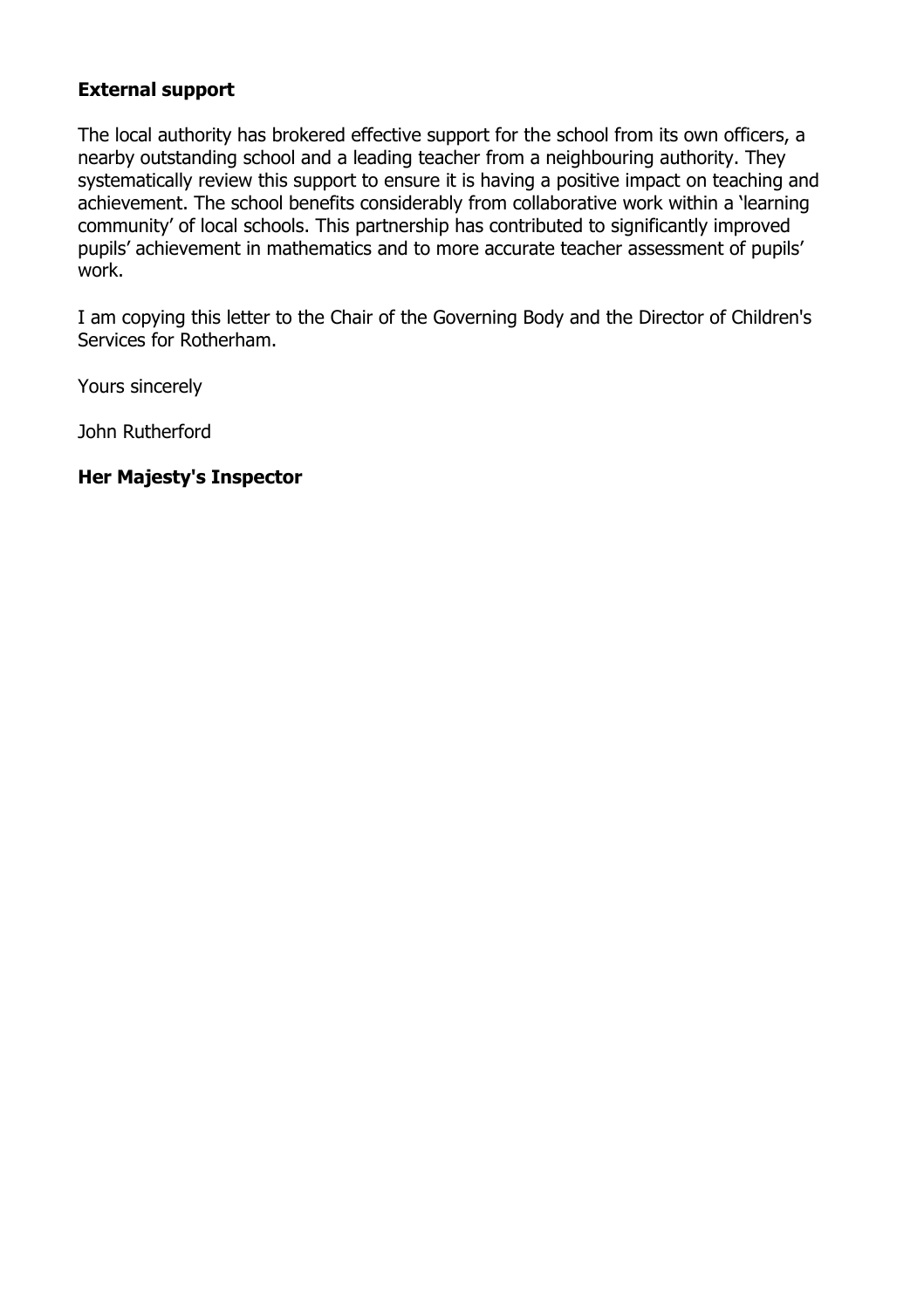**External support**

The local authority has brokered effective support for the school from its own officers, a nearby outstanding school and a leading teacher from a neighbouring authority. They systematically review this support to ensure it is having a positive impact on teaching and achievement. The school benefits considerably from collaborative work within a 'learning community' of local schools. This partnership has contributed to significantly improved pupils' achievement in mathematics and to more accurate teacher assessment of pupils' work.

I am copying this letter to the Chair of the Governing Body and the Director of Children's Services for Rotherham.

Yours sincerely

John Rutherford

**Her Majesty's Inspector**